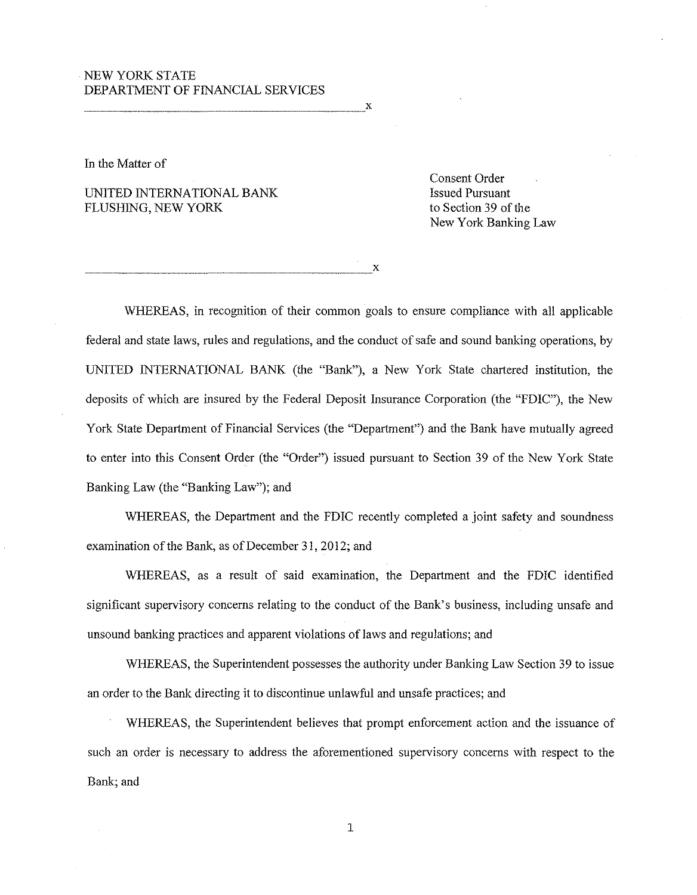NEW YORK STATE
DEPARTMENT OF FINANCIAL SERVICES

---

In the Matter of

UNITED INTERNATIONAL BANK
FLUSHING, NEW YORK

Consent Order
Issued Pursuant
to Section 39 of the
New York Banking Law

---

WHEREAS, in recognition of their common goals to ensure compliance with all applicable federal and state laws, rules and regulations, and the conduct of safe and sound banking operations, by UNITED INTERNATIONAL BANK (the "Bank"), a New York State chartered institution, the deposits of which are insured by the Federal Deposit Insurance Corporation (the "FDIC"), the New York State Department of Financial Services (the "Department") and the Bank have mutually agreed to enter into this Consent Order (the "Order") issued pursuant to Section 39 of the New York State Banking Law (the "Banking Law"); and

WHEREAS, the Department and the FDIC recently completed a joint safety and soundness examination of the Bank, as of December 31, 2012; and

WHEREAS, as a result of said examination, the Department and the FDIC identified significant supervisory concerns relating to the conduct of the Bank's business, including unsafe and unsound banking practices and apparent violations of laws and regulations; and

WHEREAS, the Superintendent possesses the authority under Banking Law Section 39 to issue an order to the Bank directing it to discontinue unlawful and unsafe practices; and

WHEREAS, the Superintendent believes that prompt enforcement action and the issuance of such an order is necessary to address the aforementioned supervisory concerns with respect to the Bank; and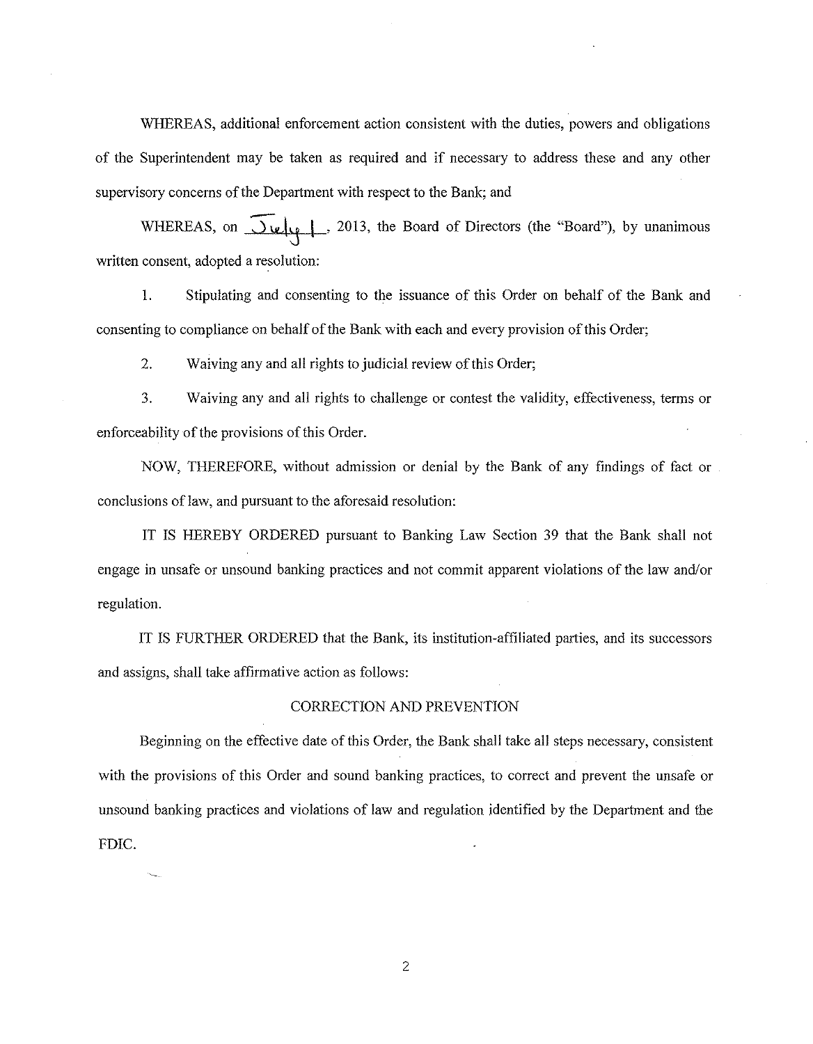WHEREAS, additional enforcement action consistent with the duties, powers and obligations of the Superintendent may be taken as required and if necessary to address these and any other supervisory concerns of the Department with respect to the Bank; and

WHEREAS, on July 1, 2013, the Board of Directors (the "Board"), by unanimous written consent, adopted a resolution:

1. Stipulating and consenting to the issuance of this Order on behalf of the Bank and consenting to compliance on behalf of the Bank with each and every provision of this Order;

2. Waiving any and all rights to judicial review of this Order;

3. Waiving any and all rights to challenge or contest the validity, effectiveness, terms or enforceability of the provisions of this Order.

NOW, THEREFORE, without admission or denial by the Bank of any findings of fact or conclusions of law, and pursuant to the aforesaid resolution:

IT IS HEREBY ORDERED pursuant to Banking Law Section 39 that the Bank shall not engage in unsafe or unsound banking practices and not commit apparent violations of the law and/or regulation.

IT IS FURTHER ORDERED that the Bank, its institution-affiliated parties, and its successors and assigns, shall take affirmative action as follows:

## CORRECTION AND PREVENTION

Beginning on the effective date of this Order, the Bank shall take all steps necessary, consistent with the provisions of this Order and sound banking practices, to correct and prevent the unsafe or unsound banking practices and violations of law and regulation identified by the Department and the FDIC.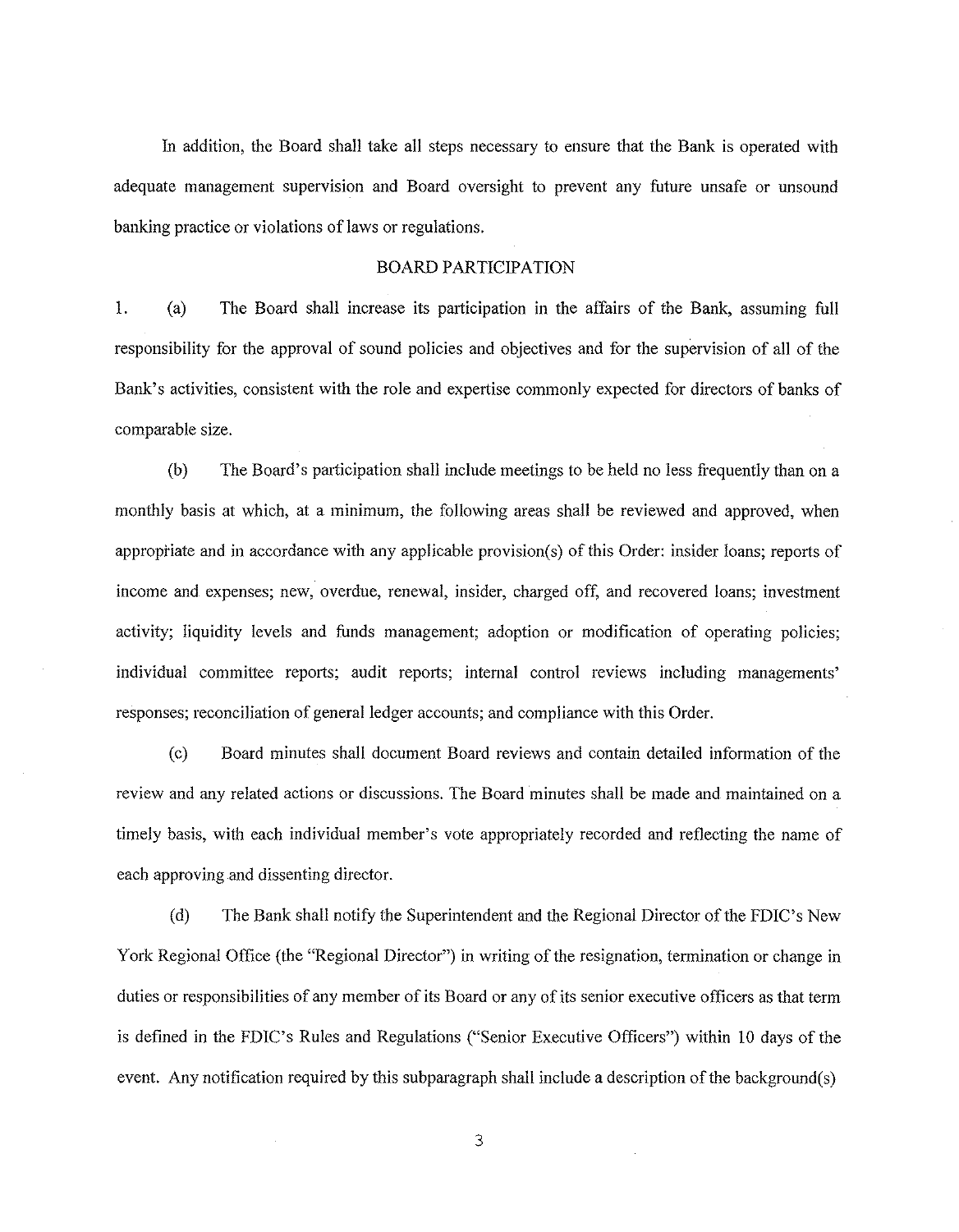In addition, the Board shall take all steps necessary to ensure that the Bank is operated with adequate management supervision and Board oversight to prevent any future unsafe or unsound banking practice or violations of laws or regulations.

## BOARD PARTICIPATION

1. (a) The Board shall increase its participation in the affairs of the Bank, assuming full responsibility for the approval of sound policies and objectives and for the supervision of all of the Bank's activities, consistent with the role and expertise commonly expected for directors of banks of comparable size.

(b) The Board's participation shall include meetings to be held no less frequently than on a monthly basis at which, at a minimum, the following areas shall be reviewed and approved, when appropriate and in accordance with any applicable provision(s) of this Order: insider loans; reports of income and expenses; new, overdue, renewal, insider, charged off, and recovered loans; investment activity; liquidity levels and funds management; adoption or modification of operating policies; individual committee reports; audit reports; internal control reviews including managements' responses; reconciliation of general ledger accounts; and compliance with this Order.

(c) Board minutes shall document Board reviews and contain detailed information of the review and any related actions or discussions. The Board minutes shall be made and maintained on a timely basis, with each individual member's vote appropriately recorded and reflecting the name of each approving and dissenting director.

(d) The Bank shall notify the Superintendent and the Regional Director of the FDIC's New York Regional Office (the "Regional Director") in writing of the resignation, termination or change in duties or responsibilities of any member of its Board or any of its senior executive officers as that term is defined in the FDIC's Rules and Regulations ("Senior Executive Officers") within 10 days of the event. Any notification required by this subparagraph shall include a description of the background(s)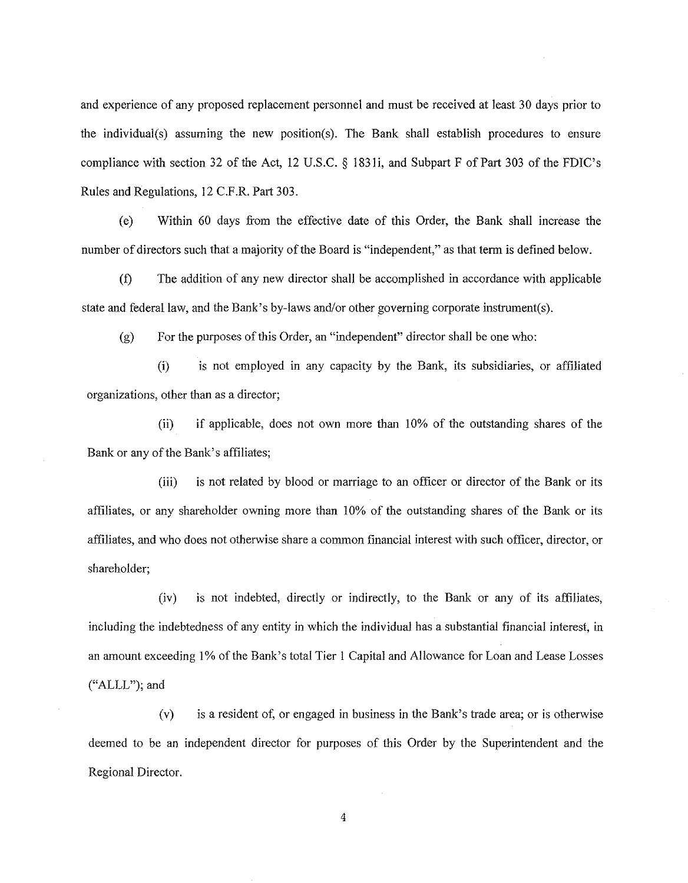and experience of any proposed replacement personnel and must be received at least 30 days prior to the individual(s) assuming the new position(s). The Bank shall establish procedures to ensure compliance with section 32 of the Act, 12 U.S.C. § 1831i, and Subpart F of Part 303 of the FDIC's Rules and Regulations, 12 C.F.R. Part 303.

(e) Within 60 days from the effective date of this Order, the Bank shall increase the number of directors such that a majority of the Board is "independent," as that term is defined below.

(f) The addition of any new director shall be accomplished in accordance with applicable state and federal law, and the Bank's by-laws and/or other governing corporate instrument(s).

(g) For the purposes of this Order, an "independent" director shall be one who:

(i) is not employed in any capacity by the Bank, its subsidiaries, or affiliated organizations, other than as a director;

(ii) if applicable, does not own more than 10% of the outstanding shares of the Bank or any of the Bank's affiliates;

(iii) is not related by blood or marriage to an officer or director of the Bank or its affiliates, or any shareholder owning more than 10% of the outstanding shares of the Bank or its affiliates, and who does not otherwise share a common financial interest with such officer, director, or shareholder;

(iv) is not indebted, directly or indirectly, to the Bank or any of its affiliates, including the indebtedness of any entity in which the individual has a substantial financial interest, in an amount exceeding 1% of the Bank's total Tier 1 Capital and Allowance for Loan and Lease Losses ("ALLL"); and

(v) is a resident of, or engaged in business in the Bank's trade area; or is otherwise deemed to be an independent director for purposes of this Order by the Superintendent and the Regional Director.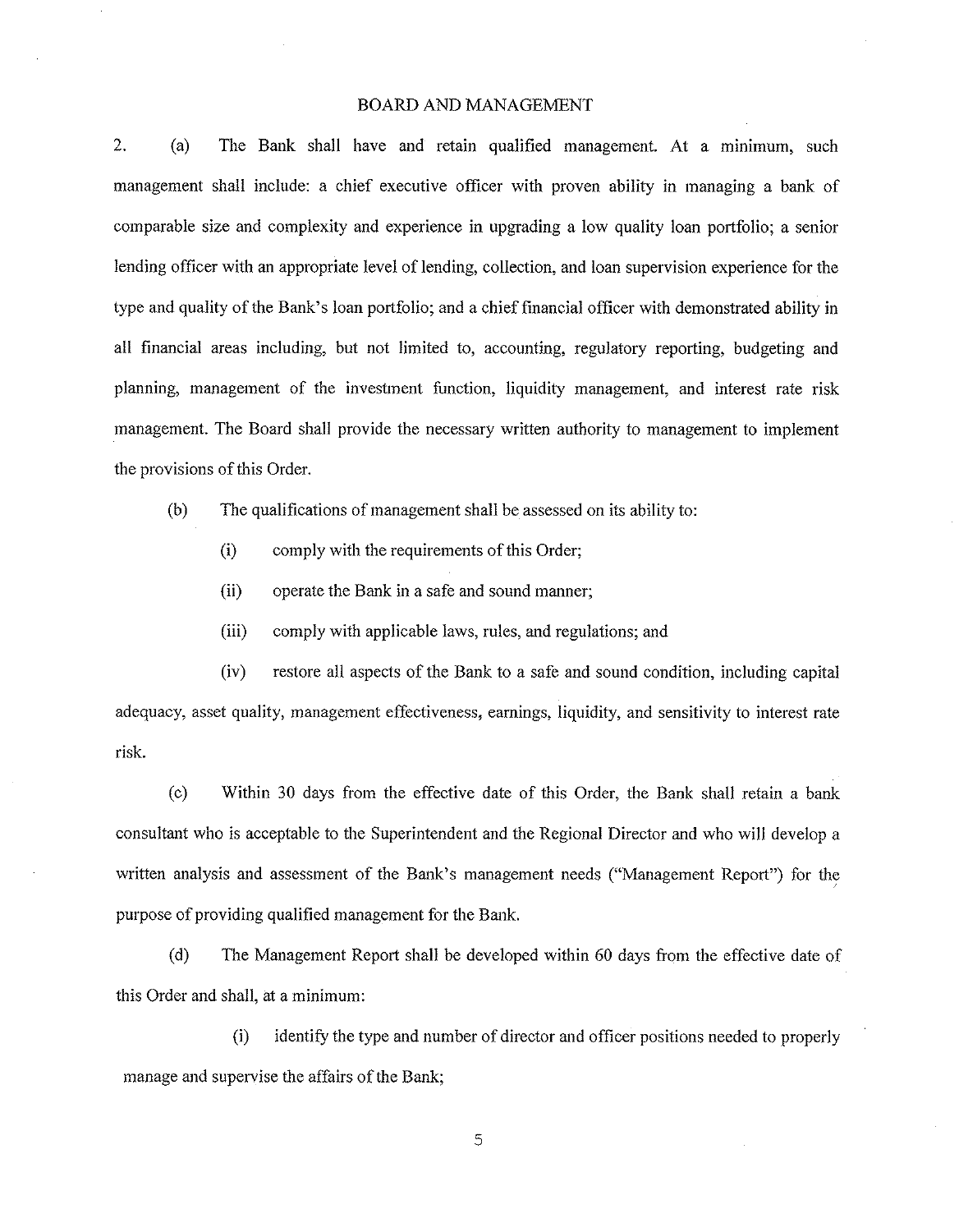## BOARD AND MANAGEMENT

2. (a) The Bank shall have and retain qualified management. At a minimum, such management shall include: a chief executive officer with proven ability in managing a bank of comparable size and complexity and experience in upgrading a low quality loan portfolio; a senior lending officer with an appropriate level of lending, collection, and loan supervision experience for the type and quality of the Bank's loan portfolio; and a chief financial officer with demonstrated ability in all financial areas including, but not limited to, accounting, regulatory reporting, budgeting and planning, management of the investment function, liquidity management, and interest rate risk management. The Board shall provide the necessary written authority to management to implement the provisions of this Order.

(b) The qualifications of management shall be assessed on its ability to:

(i) comply with the requirements of this Order;

(ii) operate the Bank in a safe and sound manner;

(iii) comply with applicable laws, rules, and regulations; and

(iv) restore all aspects of the Bank to a safe and sound condition, including capital adequacy, asset quality, management effectiveness, earnings, liquidity, and sensitivity to interest rate risk.

(c) Within 30 days from the effective date of this Order, the Bank shall retain a bank consultant who is acceptable to the Superintendent and the Regional Director and who will develop a written analysis and assessment of the Bank's management needs ("Management Report") for the purpose of providing qualified management for the Bank.

(d) The Management Report shall be developed within 60 days from the effective date of this Order and shall, at a minimum:

(i) identify the type and number of director and officer positions needed to properly manage and supervise the affairs of the Bank;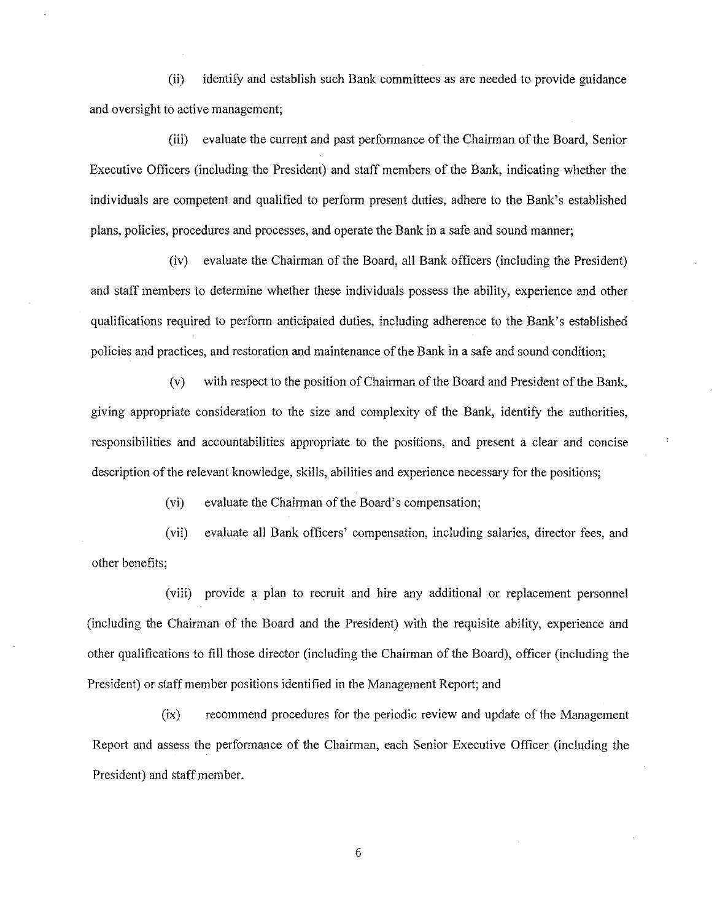(ii) identify and establish such Bank committees as are needed to provide guidance and oversight to active management;

(iii) evaluate the current and past performance of the Chairman of the Board, Senior Executive Officers (including the President) and staff members of the Bank, indicating whether the individuals are competent and qualified to perform present duties, adhere to the Bank's established plans, policies, procedures and processes, and operate the Bank in a safe and sound manner;

(iv) evaluate the Chairman of the Board, all Bank officers (including the President) and staff members to determine whether these individuals possess the ability, experience and other qualifications required to perform anticipated duties, including adherence to the Bank's established policies and practices, and restoration and maintenance of the Bank in a safe and sound condition;

(v) with respect to the position of Chairman of the Board and President of the Bank, giving appropriate consideration to the size and complexity of the Bank, identify the authorities, responsibilities and accountabilities appropriate to the positions, and present a clear and concise description of the relevant knowledge, skills, abilities and experience necessary for the positions;

(vi) evaluate the Chairman of the Board's compensation;

(vii) evaluate all Bank officers' compensation, including salaries, director fees, and other benefits;

(viii) provide a plan to recruit and hire any additional or replacement personnel (including the Chairman of the Board and the President) with the requisite ability, experience and other qualifications to fill those director (including the Chairman of the Board), officer (including the President) or staff member positions identified in the Management Report; and

(ix) recommend procedures for the periodic review and update of the Management Report and assess the performance of the Chairman, each Senior Executive Officer (including the President) and staff member.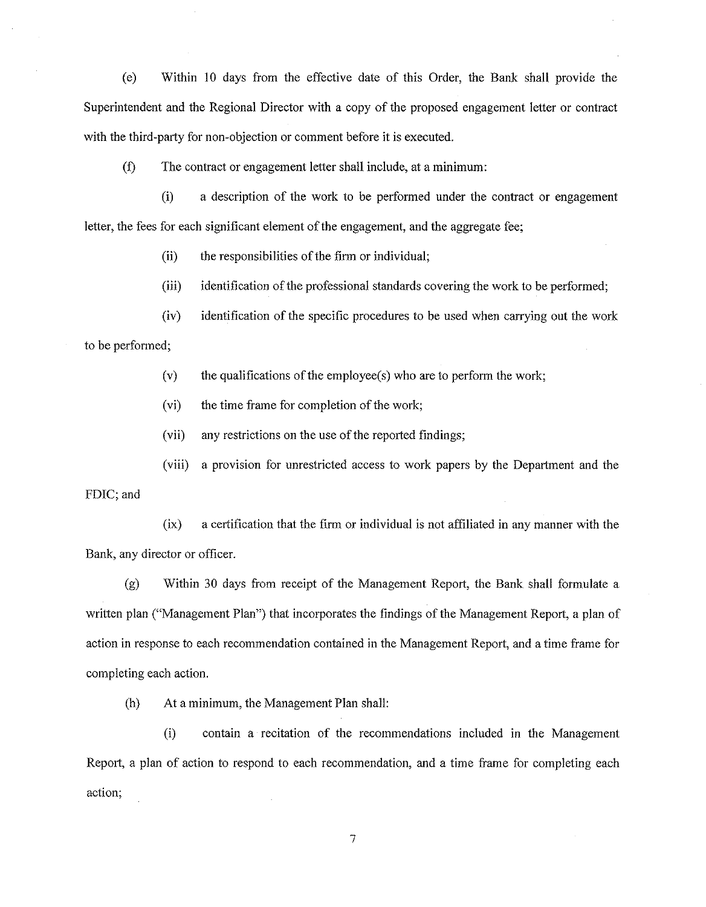(e) Within 10 days from the effective date of this Order, the Bank shall provide the Superintendent and the Regional Director with a copy of the proposed engagement letter or contract with the third-party for non-objection or comment before it is executed.

(f) The contract or engagement letter shall include, at a minimum:

(i) a description of the work to be performed under the contract or engagement letter, the fees for each significant element of the engagement, and the aggregate fee;

(ii) the responsibilities of the firm or individual;

(iii) identification of the professional standards covering the work to be performed;

(iv) identification of the specific procedures to be used when carrying out the work to be performed;

(v) the qualifications of the employee(s) who are to perform the work;

(vi) the time frame for completion of the work;

(vii) any restrictions on the use of the reported findings;

(viii) a provision for unrestricted access to work papers by the Department and the FDIC; and

(ix) a certification that the firm or individual is not affiliated in any manner with the Bank, any director or officer.

(g) Within 30 days from receipt of the Management Report, the Bank shall formulate a written plan ("Management Plan") that incorporates the findings of the Management Report, a plan of action in response to each recommendation contained in the Management Report, and a time frame for completing each action.

(h) At a minimum, the Management Plan shall:

(i) contain a recitation of the recommendations included in the Management Report, a plan of action to respond to each recommendation, and a time frame for completing each action;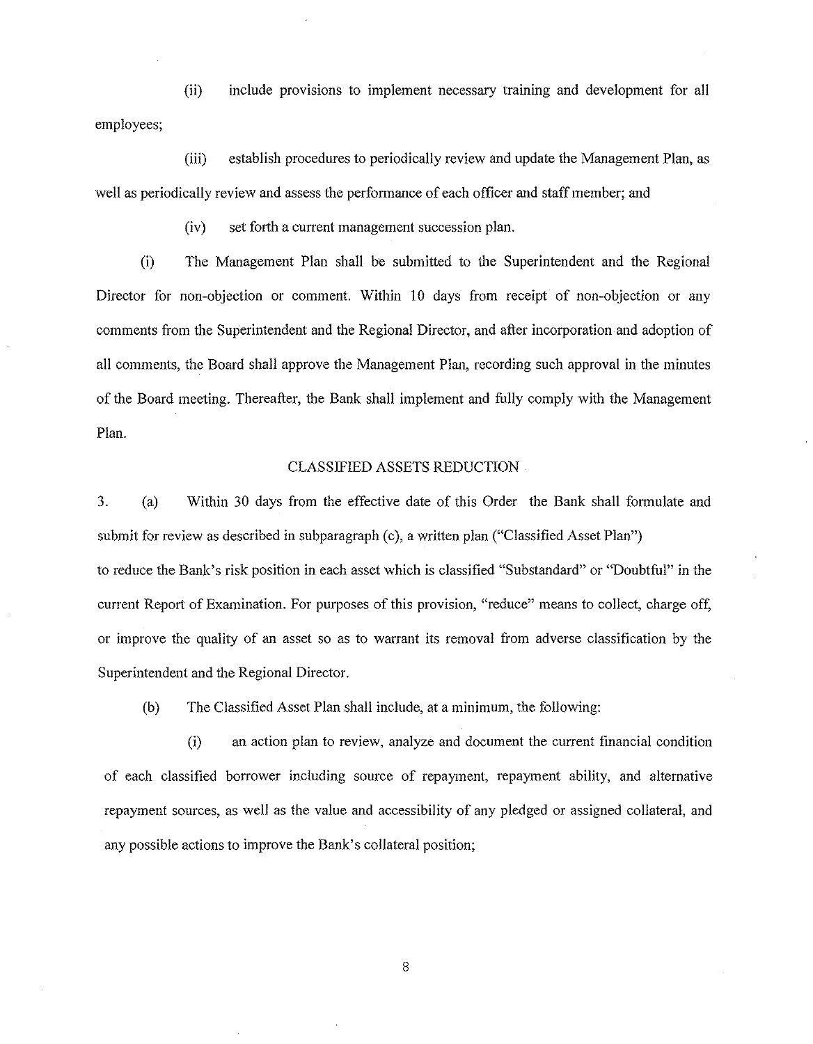(ii) include provisions to implement necessary training and development for all employees;

(iii) establish procedures to periodically review and update the Management Plan, as well as periodically review and assess the performance of each officer and staff member; and

(iv) set forth a current management succession plan.

(i) The Management Plan shall be submitted to the Superintendent and the Regional Director for non-objection or comment. Within 10 days from receipt of non-objection or any comments from the Superintendent and the Regional Director, and after incorporation and adoption of all comments, the Board shall approve the Management Plan, recording such approval in the minutes of the Board meeting. Thereafter, the Bank shall implement and fully comply with the Management Plan.

## CLASSIFIED ASSETS REDUCTION

3. (a) Within 30 days from the effective date of this Order the Bank shall formulate and submit for review as described in subparagraph (c), a written plan ("Classified Asset Plan") to reduce the Bank's risk position in each asset which is classified "Substandard" or "Doubtful" in the current Report of Examination. For purposes of this provision, "reduce" means to collect, charge off, or improve the quality of an asset so as to warrant its removal from adverse classification by the Superintendent and the Regional Director.

(b) The Classified Asset Plan shall include, at a minimum, the following:

(i) an action plan to review, analyze and document the current financial condition of each classified borrower including source of repayment, repayment ability, and alternative repayment sources, as well as the value and accessibility of any pledged or assigned collateral, and any possible actions to improve the Bank's collateral position;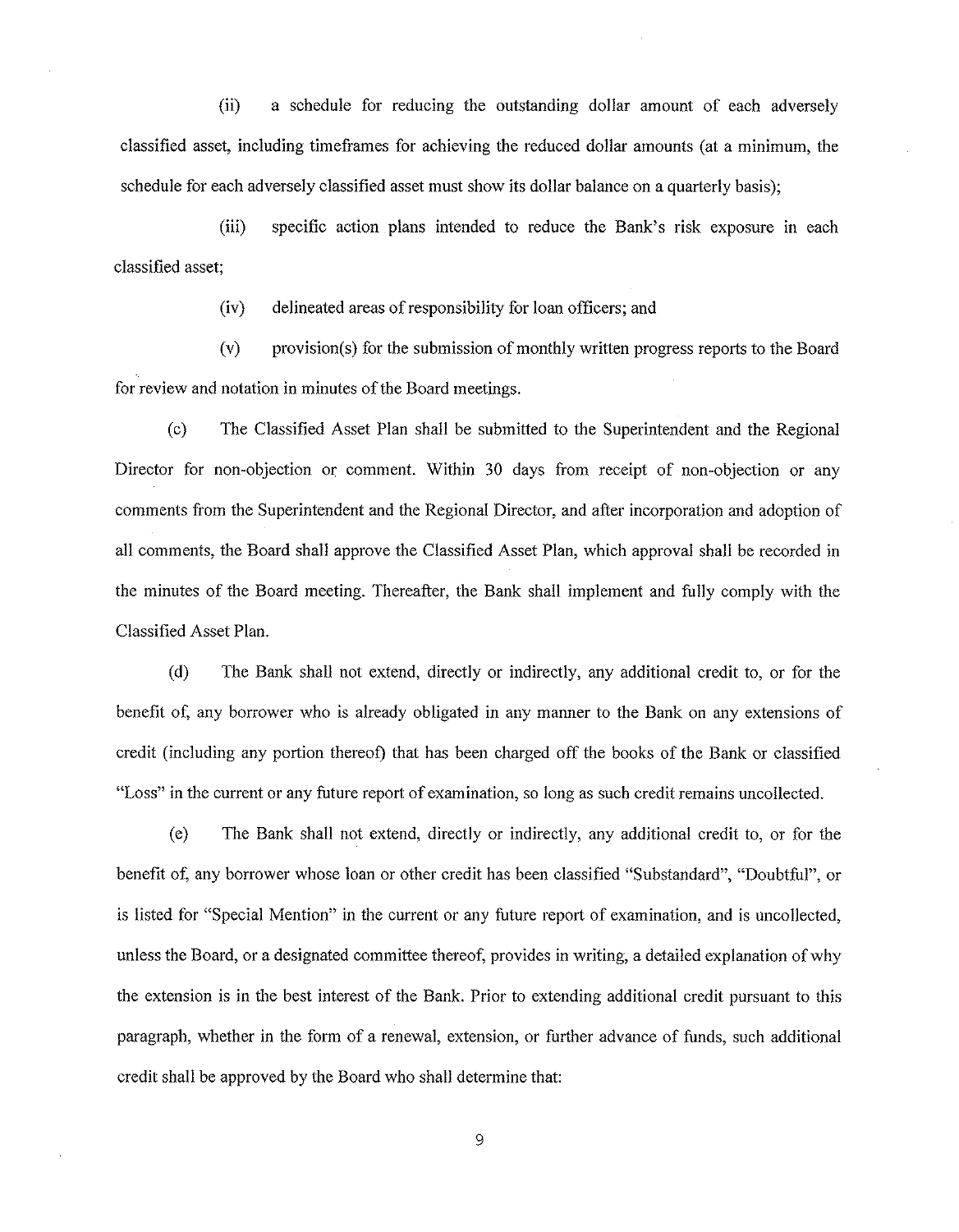(ii) a schedule for reducing the outstanding dollar amount of each adversely classified asset, including timeframes for achieving the reduced dollar amounts (at a minimum, the schedule for each adversely classified asset must show its dollar balance on a quarterly basis);

(iii) specific action plans intended to reduce the Bank's risk exposure in each classified asset;

(iv) delineated areas of responsibility for loan officers; and

(v) provision(s) for the submission of monthly written progress reports to the Board for review and notation in minutes of the Board meetings.

(c) The Classified Asset Plan shall be submitted to the Superintendent and the Regional Director for non-objection or comment. Within 30 days from receipt of non-objection or any comments from the Superintendent and the Regional Director, and after incorporation and adoption of all comments, the Board shall approve the Classified Asset Plan, which approval shall be recorded in the minutes of the Board meeting. Thereafter, the Bank shall implement and fully comply with the Classified Asset Plan.

(d) The Bank shall not extend, directly or indirectly, any additional credit to, or for the benefit of, any borrower who is already obligated in any manner to the Bank on any extensions of credit (including any portion thereof) that has been charged off the books of the Bank or classified "Loss" in the current or any future report of examination, so long as such credit remains uncollected.

(e) The Bank shall not extend, directly or indirectly, any additional credit to, or for the benefit of, any borrower whose loan or other credit has been classified "Substandard", "Doubtful", or is listed for "Special Mention" in the current or any future report of examination, and is uncollected, unless the Board, or a designated committee thereof, provides in writing, a detailed explanation of why the extension is in the best interest of the Bank. Prior to extending additional credit pursuant to this paragraph, whether in the form of a renewal, extension, or further advance of funds, such additional credit shall be approved by the Board who shall determine that: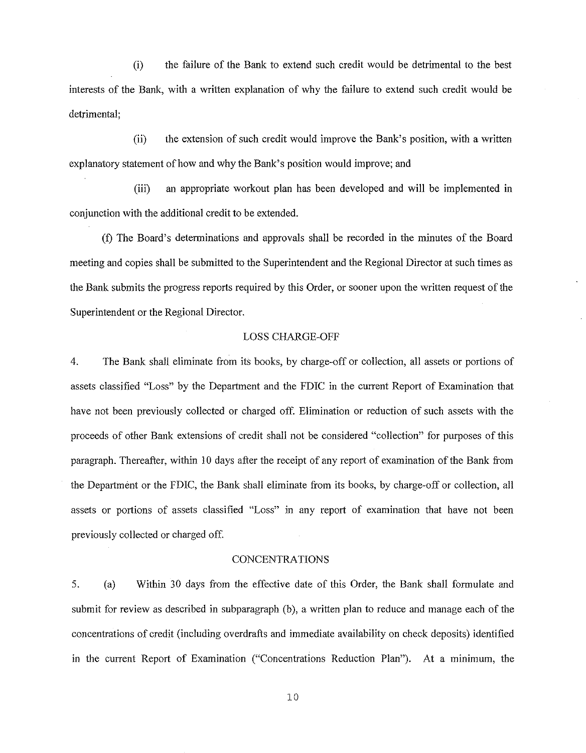(i) the failure of the Bank to extend such credit would be detrimental to the best interests of the Bank, with a written explanation of why the failure to extend such credit would be detrimental;

(ii) the extension of such credit would improve the Bank's position, with a written explanatory statement of how and why the Bank's position would improve; and

(iii) an appropriate workout plan has been developed and will be implemented in conjunction with the additional credit to be extended.

(f) The Board's determinations and approvals shall be recorded in the minutes of the Board meeting and copies shall be submitted to the Superintendent and the Regional Director at such times as the Bank submits the progress reports required by this Order, or sooner upon the written request of the Superintendent or the Regional Director.

## LOSS CHARGE-OFF

4. The Bank shall eliminate from its books, by charge-off or collection, all assets or portions of assets classified "Loss" by the Department and the FDIC in the current Report of Examination that have not been previously collected or charged off. Elimination or reduction of such assets with the proceeds of other Bank extensions of credit shall not be considered "collection" for purposes of this paragraph. Thereafter, within 10 days after the receipt of any report of examination of the Bank from the Department or the FDIC, the Bank shall eliminate from its books, by charge-off or collection, all assets or portions of assets classified "Loss" in any report of examination that have not been previously collected or charged off.

## CONCENTRATIONS

5. (a) Within 30 days from the effective date of this Order, the Bank shall formulate and submit for review as described in subparagraph (b), a written plan to reduce and manage each of the concentrations of credit (including overdrafts and immediate availability on check deposits) identified in the current Report of Examination ("Concentrations Reduction Plan"). At a minimum, the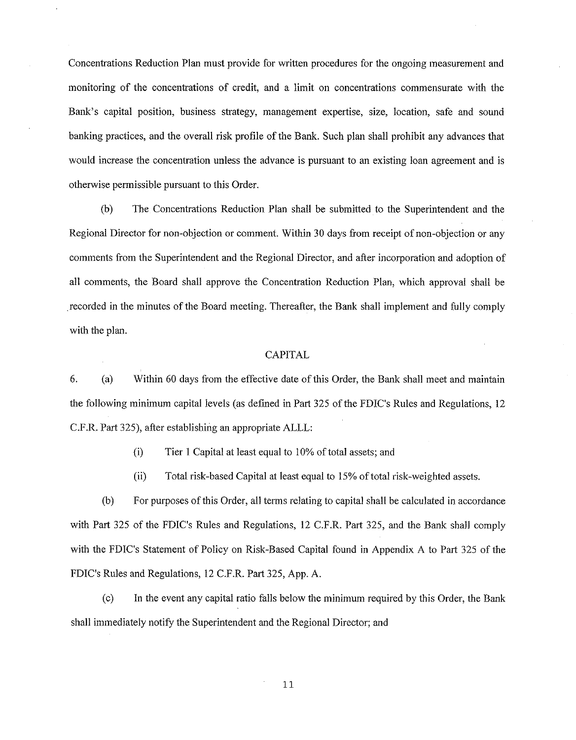Concentrations Reduction Plan must provide for written procedures for the ongoing measurement and monitoring of the concentrations of credit, and a limit on concentrations commensurate with the Bank's capital position, business strategy, management expertise, size, location, safe and sound banking practices, and the overall risk profile of the Bank. Such plan shall prohibit any advances that would increase the concentration unless the advance is pursuant to an existing loan agreement and is otherwise permissible pursuant to this Order.

(b) The Concentrations Reduction Plan shall be submitted to the Superintendent and the Regional Director for non-objection or comment. Within 30 days from receipt of non-objection or any comments from the Superintendent and the Regional Director, and after incorporation and adoption of all comments, the Board shall approve the Concentration Reduction Plan, which approval shall be recorded in the minutes of the Board meeting. Thereafter, the Bank shall implement and fully comply with the plan.

## CAPITAL

6. (a) Within 60 days from the effective date of this Order, the Bank shall meet and maintain the following minimum capital levels (as defined in Part 325 of the FDIC's Rules and Regulations, 12 C.F.R. Part 325), after establishing an appropriate ALLL:

(i) Tier 1 Capital at least equal to 10% of total assets; and

(ii) Total risk-based Capital at least equal to 15% of total risk-weighted assets.

(b) For purposes of this Order, all terms relating to capital shall be calculated in accordance with Part 325 of the FDIC's Rules and Regulations, 12 C.F.R. Part 325, and the Bank shall comply with the FDIC's Statement of Policy on Risk-Based Capital found in Appendix A to Part 325 of the FDIC's Rules and Regulations, 12 C.F.R. Part 325, App. A.

(c) In the event any capital ratio falls below the minimum required by this Order, the Bank shall immediately notify the Superintendent and the Regional Director; and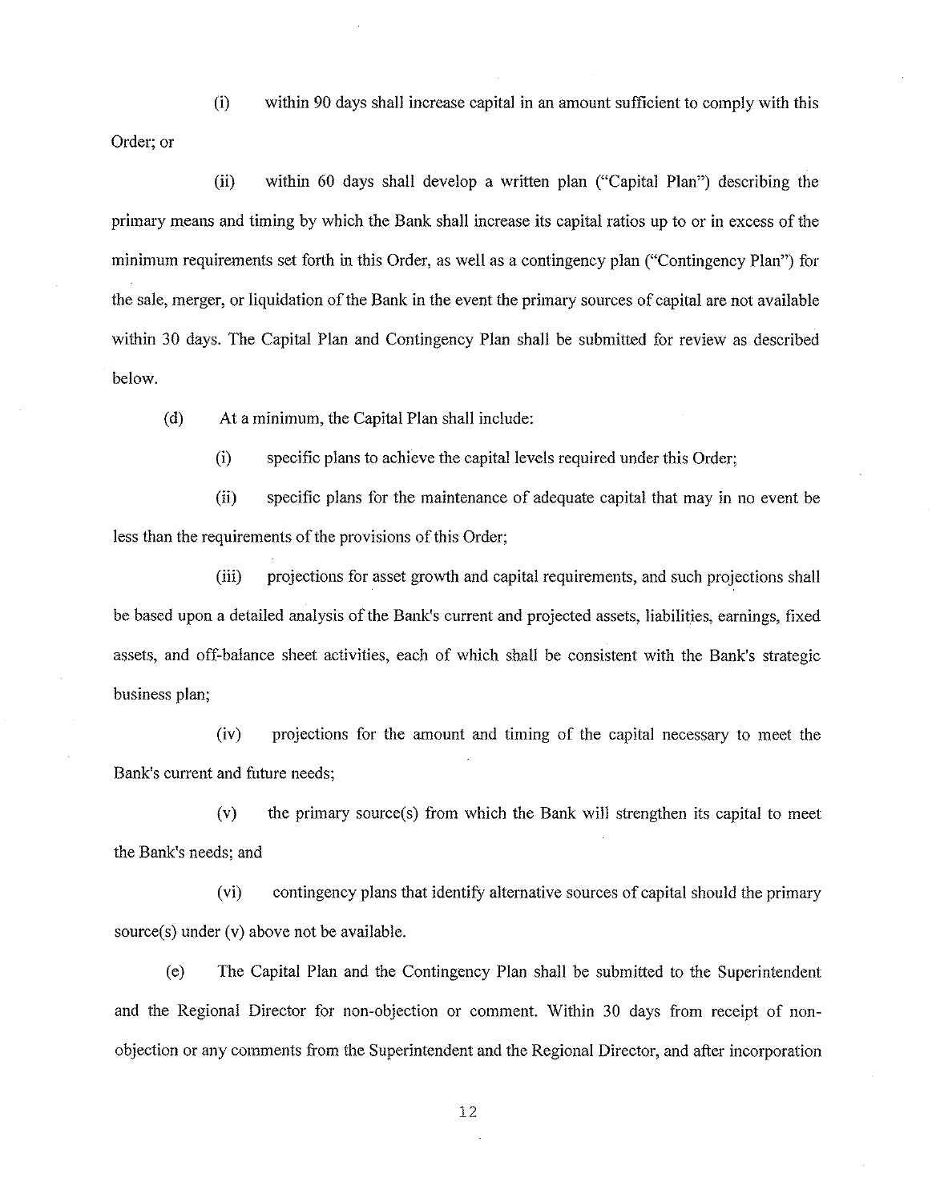(i) within 90 days shall increase capital in an amount sufficient to comply with this Order; or

(ii) within 60 days shall develop a written plan ("Capital Plan") describing the primary means and timing by which the Bank shall increase its capital ratios up to or in excess of the minimum requirements set forth in this Order, as well as a contingency plan ("Contingency Plan") for the sale, merger, or liquidation of the Bank in the event the primary sources of capital are not available within 30 days. The Capital Plan and Contingency Plan shall be submitted for review as described below.

(d) At a minimum, the Capital Plan shall include:

(i) specific plans to achieve the capital levels required under this Order;

(ii) specific plans for the maintenance of adequate capital that may in no event be less than the requirements of the provisions of this Order;

(iii) projections for asset growth and capital requirements, and such projections shall be based upon a detailed analysis of the Bank's current and projected assets, liabilities, earnings, fixed assets, and off-balance sheet activities, each of which shall be consistent with the Bank's strategic business plan;

(iv) projections for the amount and timing of the capital necessary to meet the Bank's current and future needs;

(v) the primary source(s) from which the Bank will strengthen its capital to meet the Bank's needs; and

(vi) contingency plans that identify alternative sources of capital should the primary source(s) under (v) above not be available.

(e) The Capital Plan and the Contingency Plan shall be submitted to the Superintendent and the Regional Director for non-objection or comment. Within 30 days from receipt of non-objection or any comments from the Superintendent and the Regional Director, and after incorporation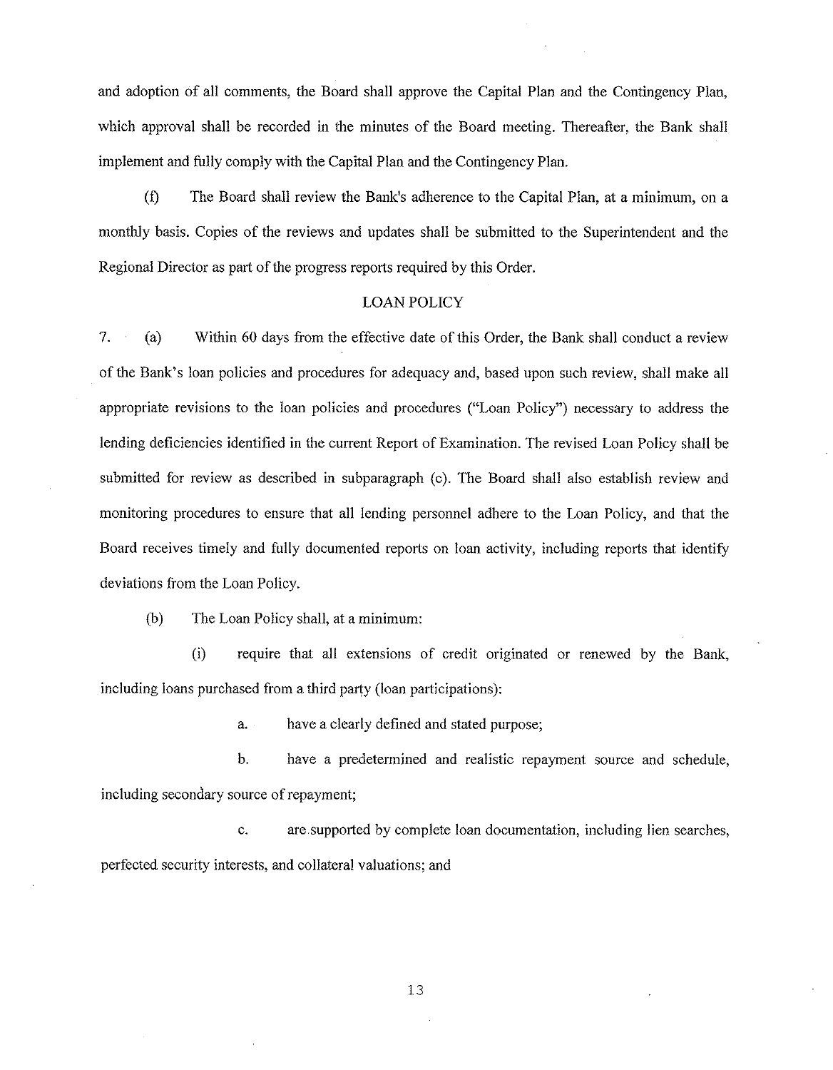and adoption of all comments, the Board shall approve the Capital Plan and the Contingency Plan, which approval shall be recorded in the minutes of the Board meeting. Thereafter, the Bank shall implement and fully comply with the Capital Plan and the Contingency Plan.

(f) The Board shall review the Bank's adherence to the Capital Plan, at a minimum, on a monthly basis. Copies of the reviews and updates shall be submitted to the Superintendent and the Regional Director as part of the progress reports required by this Order.

## LOAN POLICY

7. (a) Within 60 days from the effective date of this Order, the Bank shall conduct a review of the Bank's loan policies and procedures for adequacy and, based upon such review, shall make all appropriate revisions to the loan policies and procedures ("Loan Policy") necessary to address the lending deficiencies identified in the current Report of Examination. The revised Loan Policy shall be submitted for review as described in subparagraph (c). The Board shall also establish review and monitoring procedures to ensure that all lending personnel adhere to the Loan Policy, and that the Board receives timely and fully documented reports on loan activity, including reports that identify deviations from the Loan Policy.

(b) The Loan Policy shall, at a minimum:

(i) require that all extensions of credit originated or renewed by the Bank, including loans purchased from a third party (loan participations):

a. have a clearly defined and stated purpose;

b. have a predetermined and realistic repayment source and schedule, including secondary source of repayment;

c. are supported by complete loan documentation, including lien searches, perfected security interests, and collateral valuations; and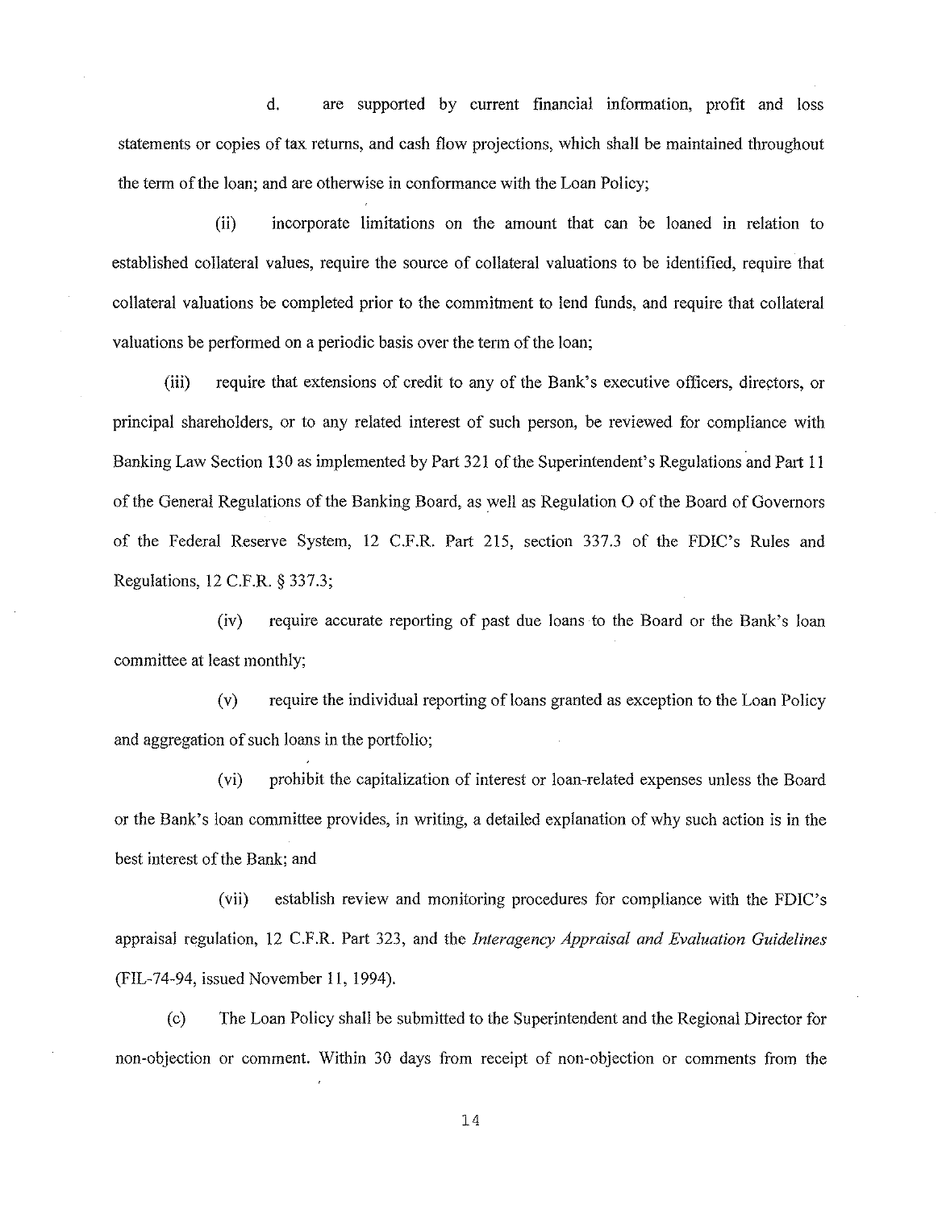d. are supported by current financial information, profit and loss statements or copies of tax returns, and cash flow projections, which shall be maintained throughout the term of the loan; and are otherwise in conformance with the Loan Policy;

(ii) incorporate limitations on the amount that can be loaned in relation to established collateral values, require the source of collateral valuations to be identified, require that collateral valuations be completed prior to the commitment to lend funds, and require that collateral valuations be performed on a periodic basis over the term of the loan;

(iii) require that extensions of credit to any of the Bank's executive officers, directors, or principal shareholders, or to any related interest of such person, be reviewed for compliance with Banking Law Section 130 as implemented by Part 321 of the Superintendent's Regulations and Part 11 of the General Regulations of the Banking Board, as well as Regulation O of the Board of Governors of the Federal Reserve System, 12 C.F.R. Part 215, section 337.3 of the FDIC's Rules and Regulations, 12 C.F.R. § 337.3;

(iv) require accurate reporting of past due loans to the Board or the Bank's loan committee at least monthly;

(v) require the individual reporting of loans granted as exception to the Loan Policy and aggregation of such loans in the portfolio;

(vi) prohibit the capitalization of interest or loan-related expenses unless the Board or the Bank's loan committee provides, in writing, a detailed explanation of why such action is in the best interest of the Bank; and

(vii) establish review and monitoring procedures for compliance with the FDIC's appraisal regulation, 12 C.F.R. Part 323, and the *Interagency Appraisal and Evaluation Guidelines* (FIL-74-94, issued November 11, 1994).

(c) The Loan Policy shall be submitted to the Superintendent and the Regional Director for non-objection or comment. Within 30 days from receipt of non-objection or comments from the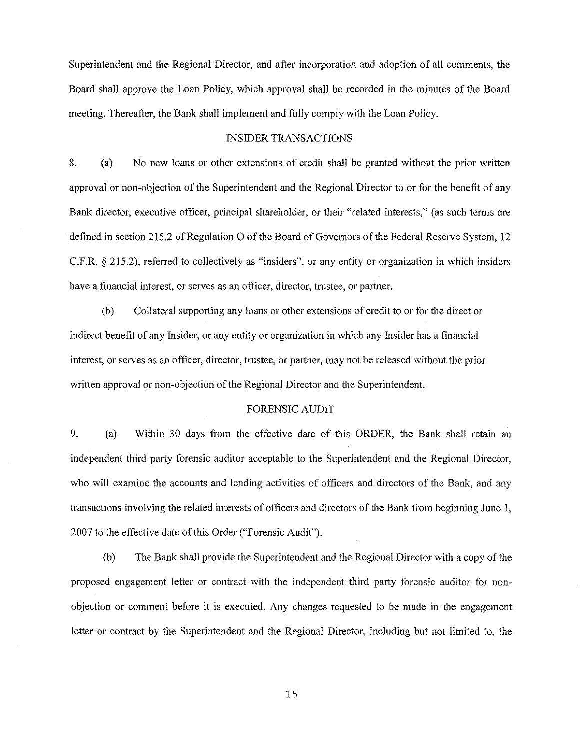Superintendent and the Regional Director, and after incorporation and adoption of all comments, the Board shall approve the Loan Policy, which approval shall be recorded in the minutes of the Board meeting. Thereafter, the Bank shall implement and fully comply with the Loan Policy.

## INSIDER TRANSACTIONS

8. (a) No new loans or other extensions of credit shall be granted without the prior written approval or non-objection of the Superintendent and the Regional Director to or for the benefit of any Bank director, executive officer, principal shareholder, or their "related interests," (as such terms are defined in section 215.2 of Regulation O of the Board of Governors of the Federal Reserve System, 12 C.F.R. § 215.2), referred to collectively as "insiders", or any entity or organization in which insiders have a financial interest, or serves as an officer, director, trustee, or partner.

(b) Collateral supporting any loans or other extensions of credit to or for the direct or indirect benefit of any Insider, or any entity or organization in which any Insider has a financial interest, or serves as an officer, director, trustee, or partner, may not be released without the prior written approval or non-objection of the Regional Director and the Superintendent.

## FORENSIC AUDIT

9. (a) Within 30 days from the effective date of this ORDER, the Bank shall retain an independent third party forensic auditor acceptable to the Superintendent and the Regional Director, who will examine the accounts and lending activities of officers and directors of the Bank, and any transactions involving the related interests of officers and directors of the Bank from beginning June 1, 2007 to the effective date of this Order ("Forensic Audit").

(b) The Bank shall provide the Superintendent and the Regional Director with a copy of the proposed engagement letter or contract with the independent third party forensic auditor for non-objection or comment before it is executed. Any changes requested to be made in the engagement letter or contract by the Superintendent and the Regional Director, including but not limited to, the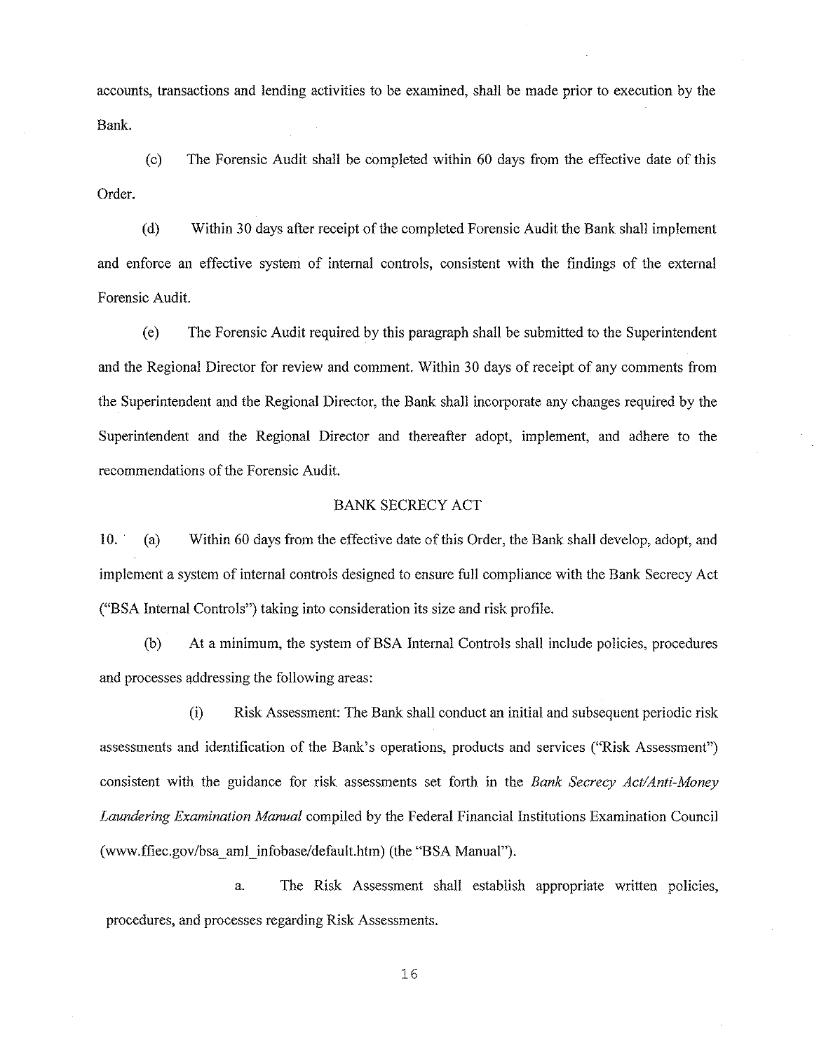accounts, transactions and lending activities to be examined, shall be made prior to execution by the Bank.

(c) The Forensic Audit shall be completed within 60 days from the effective date of this Order.

(d) Within 30 days after receipt of the completed Forensic Audit the Bank shall implement and enforce an effective system of internal controls, consistent with the findings of the external Forensic Audit.

(e) The Forensic Audit required by this paragraph shall be submitted to the Superintendent and the Regional Director for review and comment. Within 30 days of receipt of any comments from the Superintendent and the Regional Director, the Bank shall incorporate any changes required by the Superintendent and the Regional Director and thereafter adopt, implement, and adhere to the recommendations of the Forensic Audit.

BANK SECRECY ACT

10. (a) Within 60 days from the effective date of this Order, the Bank shall develop, adopt, and implement a system of internal controls designed to ensure full compliance with the Bank Secrecy Act ("BSA Internal Controls") taking into consideration its size and risk profile.

(b) At a minimum, the system of BSA Internal Controls shall include policies, procedures and processes addressing the following areas:

(i) Risk Assessment: The Bank shall conduct an initial and subsequent periodic risk assessments and identification of the Bank's operations, products and services ("Risk Assessment") consistent with the guidance for risk assessments set forth in the *Bank Secrecy Act/Anti-Money Laundering Examination Manual* compiled by the Federal Financial Institutions Examination Council (www.ffiec.gov/bsa_aml_infobase/default.htm) (the "BSA Manual").

a. The Risk Assessment shall establish appropriate written policies, procedures, and processes regarding Risk Assessments.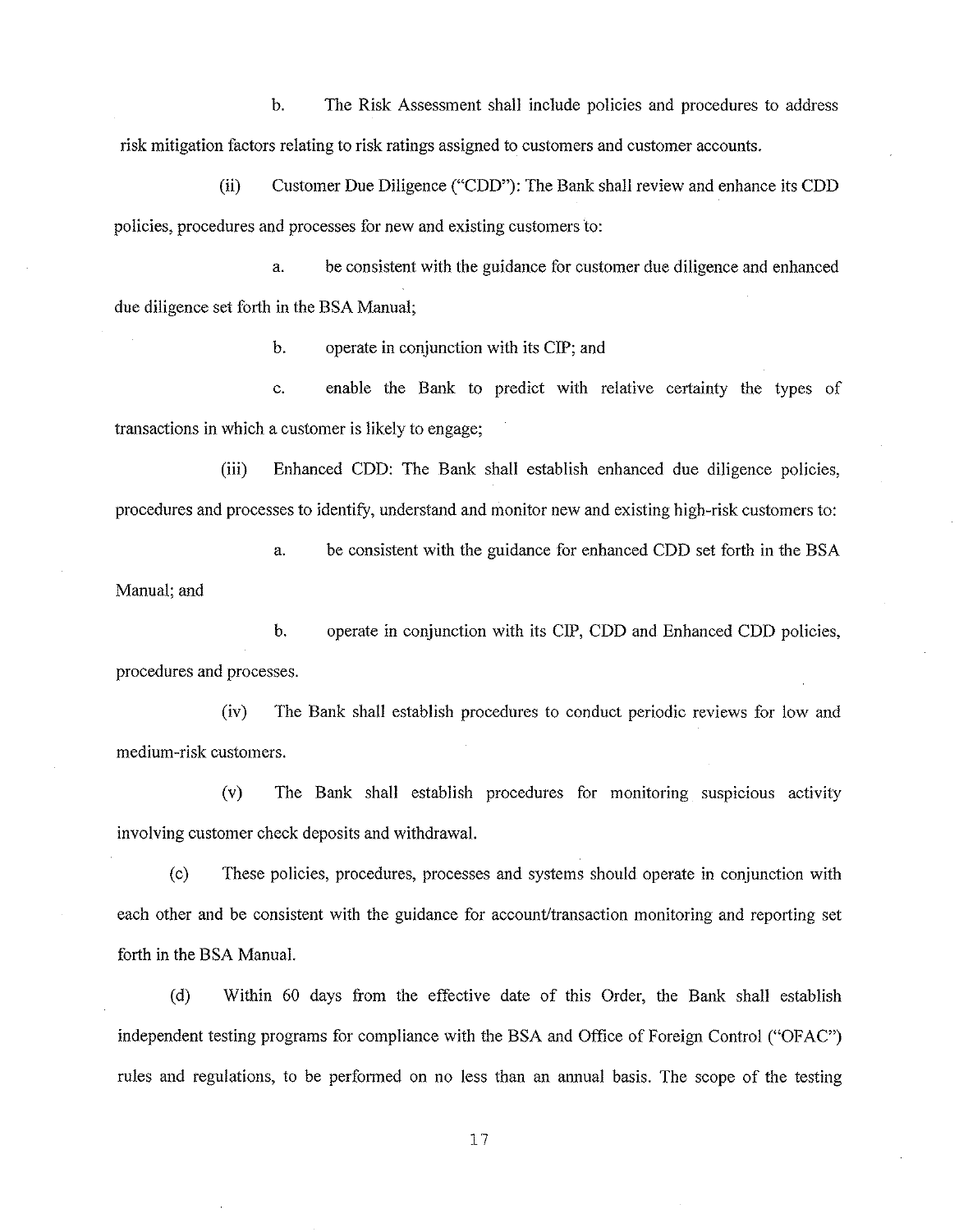b. The Risk Assessment shall include policies and procedures to address risk mitigation factors relating to risk ratings assigned to customers and customer accounts.

(ii) Customer Due Diligence ("CDD"): The Bank shall review and enhance its CDD policies, procedures and processes for new and existing customers to:

a. be consistent with the guidance for customer due diligence and enhanced due diligence set forth in the BSA Manual;

b. operate in conjunction with its CIP; and

c. enable the Bank to predict with relative certainty the types of transactions in which a customer is likely to engage;

(iii) Enhanced CDD: The Bank shall establish enhanced due diligence policies, procedures and processes to identify, understand and monitor new and existing high-risk customers to:

a. be consistent with the guidance for enhanced CDD set forth in the BSA Manual; and

b. operate in conjunction with its CIP, CDD and Enhanced CDD policies, procedures and processes.

(iv) The Bank shall establish procedures to conduct periodic reviews for low and medium-risk customers.

(v) The Bank shall establish procedures for monitoring suspicious activity involving customer check deposits and withdrawal.

(c) These policies, procedures, processes and systems should operate in conjunction with each other and be consistent with the guidance for account/transaction monitoring and reporting set forth in the BSA Manual.

(d) Within 60 days from the effective date of this Order, the Bank shall establish independent testing programs for compliance with the BSA and Office of Foreign Control ("OFAC") rules and regulations, to be performed on no less than an annual basis. The scope of the testing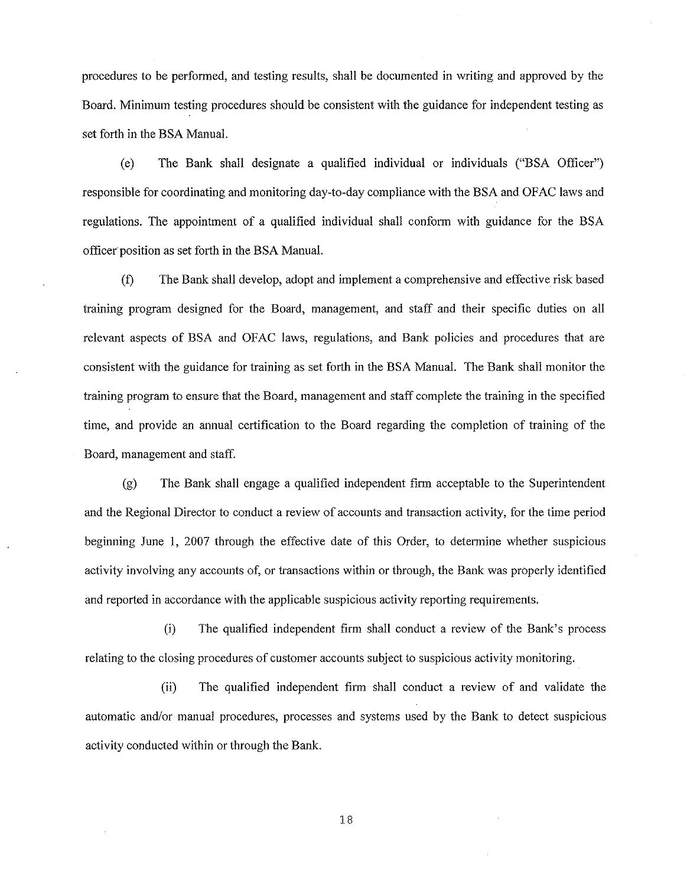procedures to be performed, and testing results, shall be documented in writing and approved by the Board. Minimum testing procedures should be consistent with the guidance for independent testing as set forth in the BSA Manual.

(e) The Bank shall designate a qualified individual or individuals ("BSA Officer") responsible for coordinating and monitoring day-to-day compliance with the BSA and OFAC laws and regulations. The appointment of a qualified individual shall conform with guidance for the BSA officer position as set forth in the BSA Manual.

(f) The Bank shall develop, adopt and implement a comprehensive and effective risk based training program designed for the Board, management, and staff and their specific duties on all relevant aspects of BSA and OFAC laws, regulations, and Bank policies and procedures that are consistent with the guidance for training as set forth in the BSA Manual. The Bank shall monitor the training program to ensure that the Board, management and staff complete the training in the specified time, and provide an annual certification to the Board regarding the completion of training of the Board, management and staff.

(g) The Bank shall engage a qualified independent firm acceptable to the Superintendent and the Regional Director to conduct a review of accounts and transaction activity, for the time period beginning June 1, 2007 through the effective date of this Order, to determine whether suspicious activity involving any accounts of, or transactions within or through, the Bank was properly identified and reported in accordance with the applicable suspicious activity reporting requirements.

(i) The qualified independent firm shall conduct a review of the Bank's process relating to the closing procedures of customer accounts subject to suspicious activity monitoring.

(ii) The qualified independent firm shall conduct a review of and validate the automatic and/or manual procedures, processes and systems used by the Bank to detect suspicious activity conducted within or through the Bank.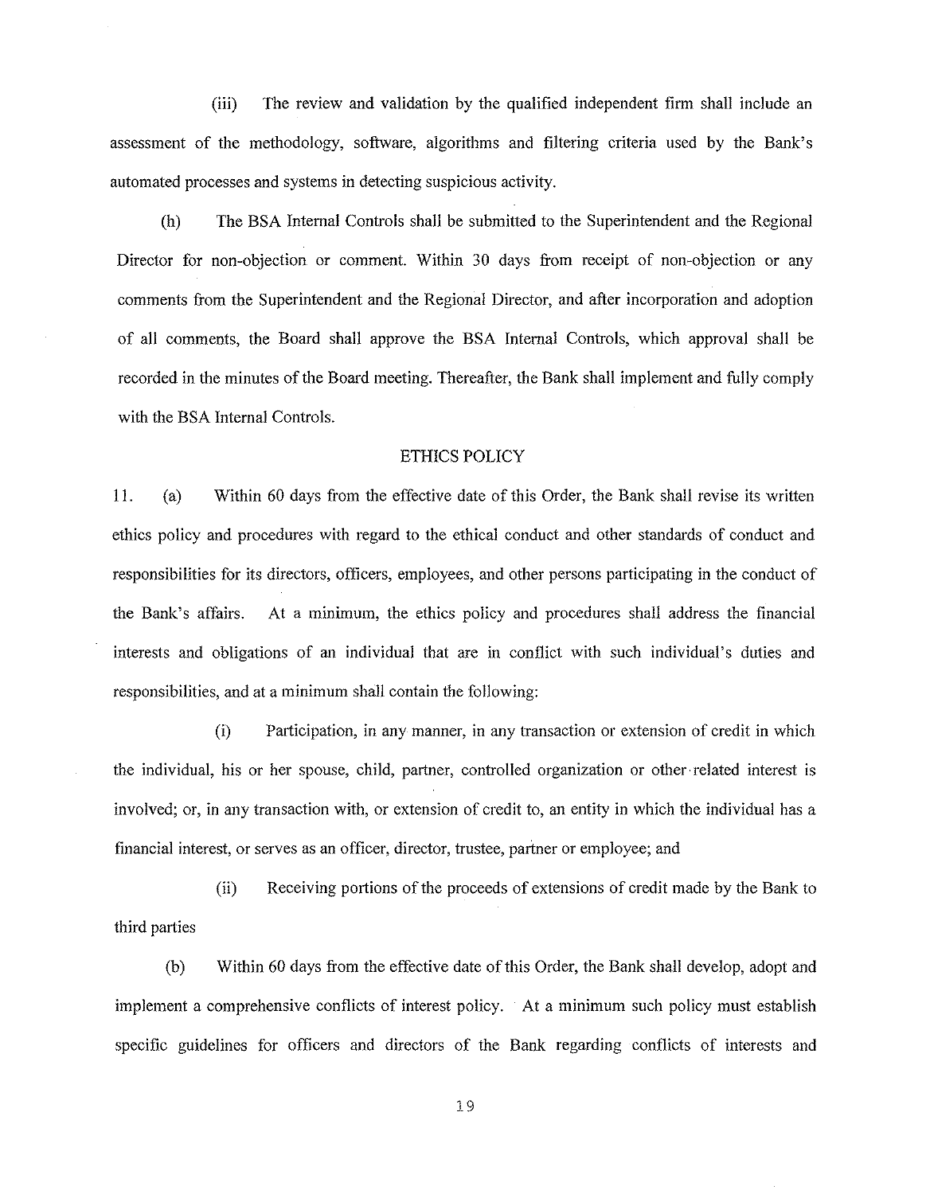(iii) The review and validation by the qualified independent firm shall include an assessment of the methodology, software, algorithms and filtering criteria used by the Bank's automated processes and systems in detecting suspicious activity.

(h) The BSA Internal Controls shall be submitted to the Superintendent and the Regional Director for non-objection or comment. Within 30 days from receipt of non-objection or any comments from the Superintendent and the Regional Director, and after incorporation and adoption of all comments, the Board shall approve the BSA Internal Controls, which approval shall be recorded in the minutes of the Board meeting. Thereafter, the Bank shall implement and fully comply with the BSA Internal Controls.

## ETHICS POLICY

11. (a) Within 60 days from the effective date of this Order, the Bank shall revise its written ethics policy and procedures with regard to the ethical conduct and other standards of conduct and responsibilities for its directors, officers, employees, and other persons participating in the conduct of the Bank's affairs. At a minimum, the ethics policy and procedures shall address the financial interests and obligations of an individual that are in conflict with such individual's duties and responsibilities, and at a minimum shall contain the following:

(i) Participation, in any manner, in any transaction or extension of credit in which the individual, his or her spouse, child, partner, controlled organization or other related interest is involved; or, in any transaction with, or extension of credit to, an entity in which the individual has a financial interest, or serves as an officer, director, trustee, partner or employee; and

(ii) Receiving portions of the proceeds of extensions of credit made by the Bank to third parties

(b) Within 60 days from the effective date of this Order, the Bank shall develop, adopt and implement a comprehensive conflicts of interest policy. At a minimum such policy must establish specific guidelines for officers and directors of the Bank regarding conflicts of interests and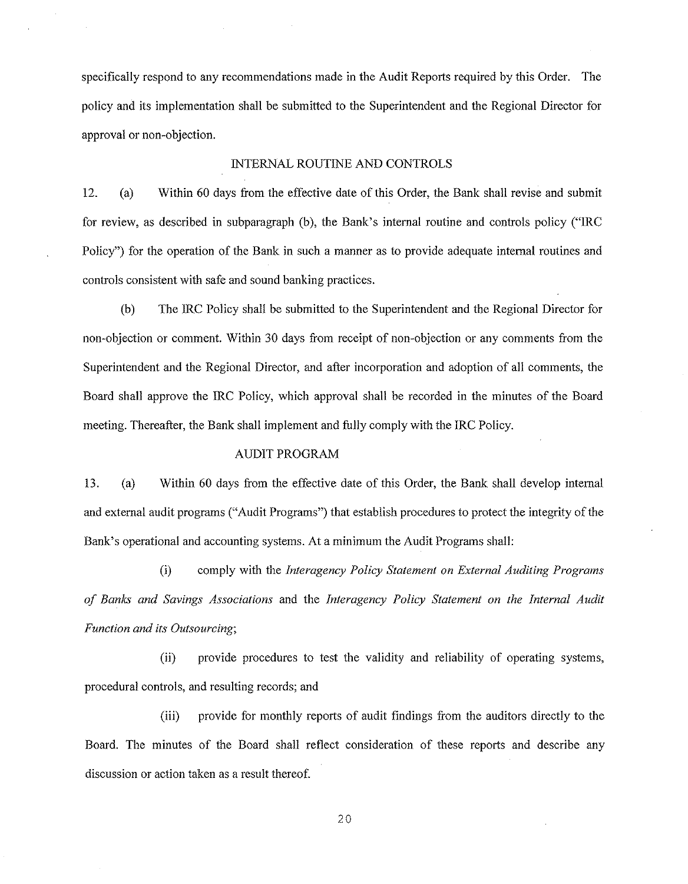specifically respond to any recommendations made in the Audit Reports required by this Order. The policy and its implementation shall be submitted to the Superintendent and the Regional Director for approval or non-objection.

## INTERNAL ROUTINE AND CONTROLS

12. (a) Within 60 days from the effective date of this Order, the Bank shall revise and submit for review, as described in subparagraph (b), the Bank's internal routine and controls policy ("IRC Policy") for the operation of the Bank in such a manner as to provide adequate internal routines and controls consistent with safe and sound banking practices.

(b) The IRC Policy shall be submitted to the Superintendent and the Regional Director for non-objection or comment. Within 30 days from receipt of non-objection or any comments from the Superintendent and the Regional Director, and after incorporation and adoption of all comments, the Board shall approve the IRC Policy, which approval shall be recorded in the minutes of the Board meeting. Thereafter, the Bank shall implement and fully comply with the IRC Policy.

## AUDIT PROGRAM

13. (a) Within 60 days from the effective date of this Order, the Bank shall develop internal and external audit programs ("Audit Programs") that establish procedures to protect the integrity of the Bank's operational and accounting systems. At a minimum the Audit Programs shall:

(i) comply with the *Interagency Policy Statement on External Auditing Programs of Banks and Savings Associations* and the *Interagency Policy Statement on the Internal Audit Function and its Outsourcing*;

(ii) provide procedures to test the validity and reliability of operating systems, procedural controls, and resulting records; and

(iii) provide for monthly reports of audit findings from the auditors directly to the Board. The minutes of the Board shall reflect consideration of these reports and describe any discussion or action taken as a result thereof.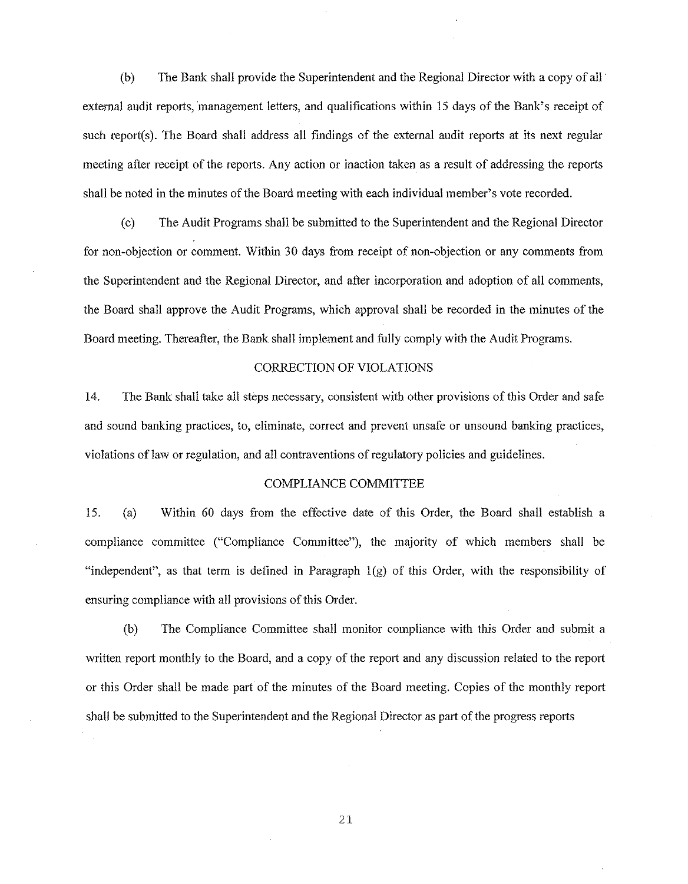(b) The Bank shall provide the Superintendent and the Regional Director with a copy of all external audit reports, management letters, and qualifications within 15 days of the Bank's receipt of such report(s). The Board shall address all findings of the external audit reports at its next regular meeting after receipt of the reports. Any action or inaction taken as a result of addressing the reports shall be noted in the minutes of the Board meeting with each individual member's vote recorded.

(c) The Audit Programs shall be submitted to the Superintendent and the Regional Director for non-objection or comment. Within 30 days from receipt of non-objection or any comments from the Superintendent and the Regional Director, and after incorporation and adoption of all comments, the Board shall approve the Audit Programs, which approval shall be recorded in the minutes of the Board meeting. Thereafter, the Bank shall implement and fully comply with the Audit Programs.

## CORRECTION OF VIOLATIONS

14. The Bank shall take all steps necessary, consistent with other provisions of this Order and safe and sound banking practices, to, eliminate, correct and prevent unsafe or unsound banking practices, violations of law or regulation, and all contraventions of regulatory policies and guidelines.

## COMPLIANCE COMMITTEE

15. (a) Within 60 days from the effective date of this Order, the Board shall establish a compliance committee ("Compliance Committee"), the majority of which members shall be "independent", as that term is defined in Paragraph 1(g) of this Order, with the responsibility of ensuring compliance with all provisions of this Order.

(b) The Compliance Committee shall monitor compliance with this Order and submit a written report monthly to the Board, and a copy of the report and any discussion related to the report or this Order shall be made part of the minutes of the Board meeting. Copies of the monthly report shall be submitted to the Superintendent and the Regional Director as part of the progress reports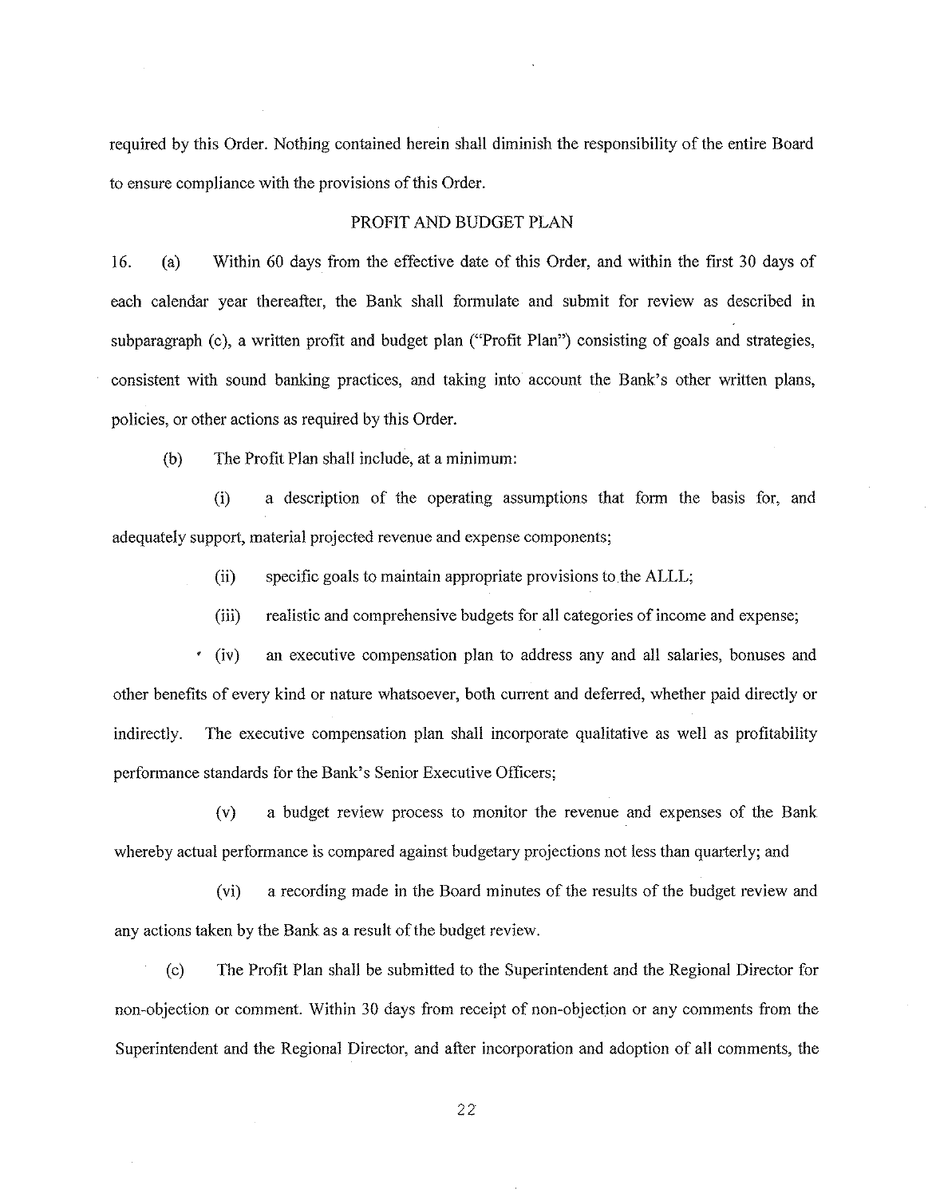required by this Order. Nothing contained herein shall diminish the responsibility of the entire Board to ensure compliance with the provisions of this Order.

## PROFIT AND BUDGET PLAN

16. (a) Within 60 days from the effective date of this Order, and within the first 30 days of each calendar year thereafter, the Bank shall formulate and submit for review as described in subparagraph (c), a written profit and budget plan ("Profit Plan") consisting of goals and strategies, consistent with sound banking practices, and taking into account the Bank's other written plans, policies, or other actions as required by this Order.

(b) The Profit Plan shall include, at a minimum:

(i) a description of the operating assumptions that form the basis for, and adequately support, material projected revenue and expense components;

(ii) specific goals to maintain appropriate provisions to the ALLL;

(iii) realistic and comprehensive budgets for all categories of income and expense;

(iv) an executive compensation plan to address any and all salaries, bonuses and other benefits of every kind or nature whatsoever, both current and deferred, whether paid directly or indirectly. The executive compensation plan shall incorporate qualitative as well as profitability performance standards for the Bank's Senior Executive Officers;

(v) a budget review process to monitor the revenue and expenses of the Bank whereby actual performance is compared against budgetary projections not less than quarterly; and

(vi) a recording made in the Board minutes of the results of the budget review and any actions taken by the Bank as a result of the budget review.

(c) The Profit Plan shall be submitted to the Superintendent and the Regional Director for non-objection or comment. Within 30 days from receipt of non-objection or any comments from the Superintendent and the Regional Director, and after incorporation and adoption of all comments, the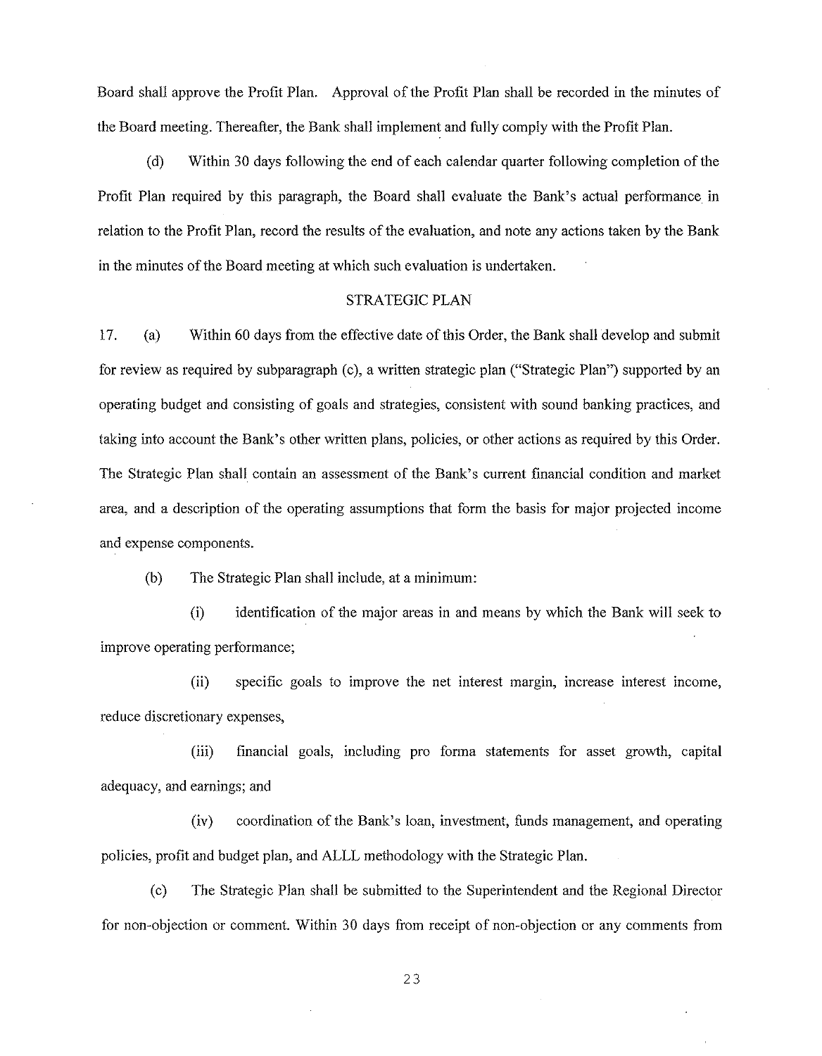Board shall approve the Profit Plan. Approval of the Profit Plan shall be recorded in the minutes of the Board meeting. Thereafter, the Bank shall implement and fully comply with the Profit Plan.

(d) Within 30 days following the end of each calendar quarter following completion of the Profit Plan required by this paragraph, the Board shall evaluate the Bank's actual performance in relation to the Profit Plan, record the results of the evaluation, and note any actions taken by the Bank in the minutes of the Board meeting at which such evaluation is undertaken.

## STRATEGIC PLAN

17. (a) Within 60 days from the effective date of this Order, the Bank shall develop and submit for review as required by subparagraph (c), a written strategic plan ("Strategic Plan") supported by an operating budget and consisting of goals and strategies, consistent with sound banking practices, and taking into account the Bank's other written plans, policies, or other actions as required by this Order. The Strategic Plan shall contain an assessment of the Bank's current financial condition and market area, and a description of the operating assumptions that form the basis for major projected income and expense components.

(b) The Strategic Plan shall include, at a minimum:

(i) identification of the major areas in and means by which the Bank will seek to improve operating performance;

(ii) specific goals to improve the net interest margin, increase interest income, reduce discretionary expenses,

(iii) financial goals, including pro forma statements for asset growth, capital adequacy, and earnings; and

(iv) coordination of the Bank's loan, investment, funds management, and operating policies, profit and budget plan, and ALLL methodology with the Strategic Plan.

(c) The Strategic Plan shall be submitted to the Superintendent and the Regional Director for non-objection or comment. Within 30 days from receipt of non-objection or any comments from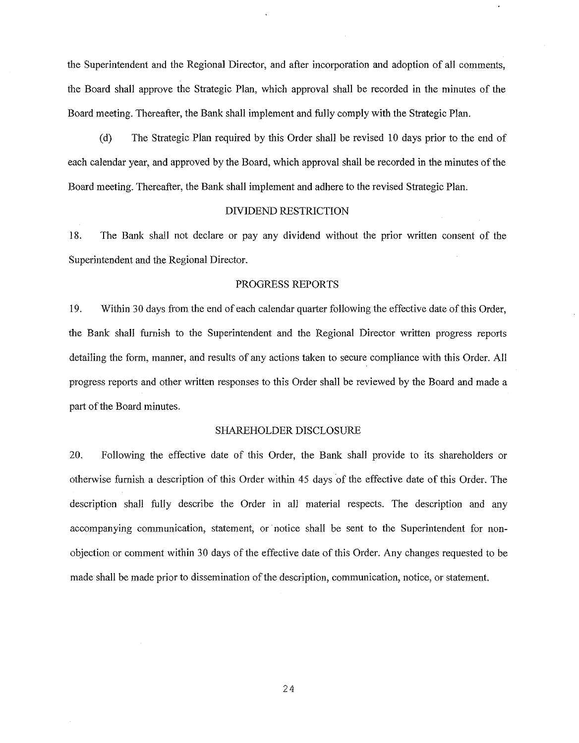the Superintendent and the Regional Director, and after incorporation and adoption of all comments, the Board shall approve the Strategic Plan, which approval shall be recorded in the minutes of the Board meeting. Thereafter, the Bank shall implement and fully comply with the Strategic Plan.

(d) The Strategic Plan required by this Order shall be revised 10 days prior to the end of each calendar year, and approved by the Board, which approval shall be recorded in the minutes of the Board meeting. Thereafter, the Bank shall implement and adhere to the revised Strategic Plan.

## DIVIDEND RESTRICTION

18. The Bank shall not declare or pay any dividend without the prior written consent of the Superintendent and the Regional Director.

## PROGRESS REPORTS

19. Within 30 days from the end of each calendar quarter following the effective date of this Order, the Bank shall furnish to the Superintendent and the Regional Director written progress reports detailing the form, manner, and results of any actions taken to secure compliance with this Order. All progress reports and other written responses to this Order shall be reviewed by the Board and made a part of the Board minutes.

## SHAREHOLDER DISCLOSURE

20. Following the effective date of this Order, the Bank shall provide to its shareholders or otherwise furnish a description of this Order within 45 days of the effective date of this Order. The description shall fully describe the Order in all material respects. The description and any accompanying communication, statement, or notice shall be sent to the Superintendent for non-objection or comment within 30 days of the effective date of this Order. Any changes requested to be made shall be made prior to dissemination of the description, communication, notice, or statement.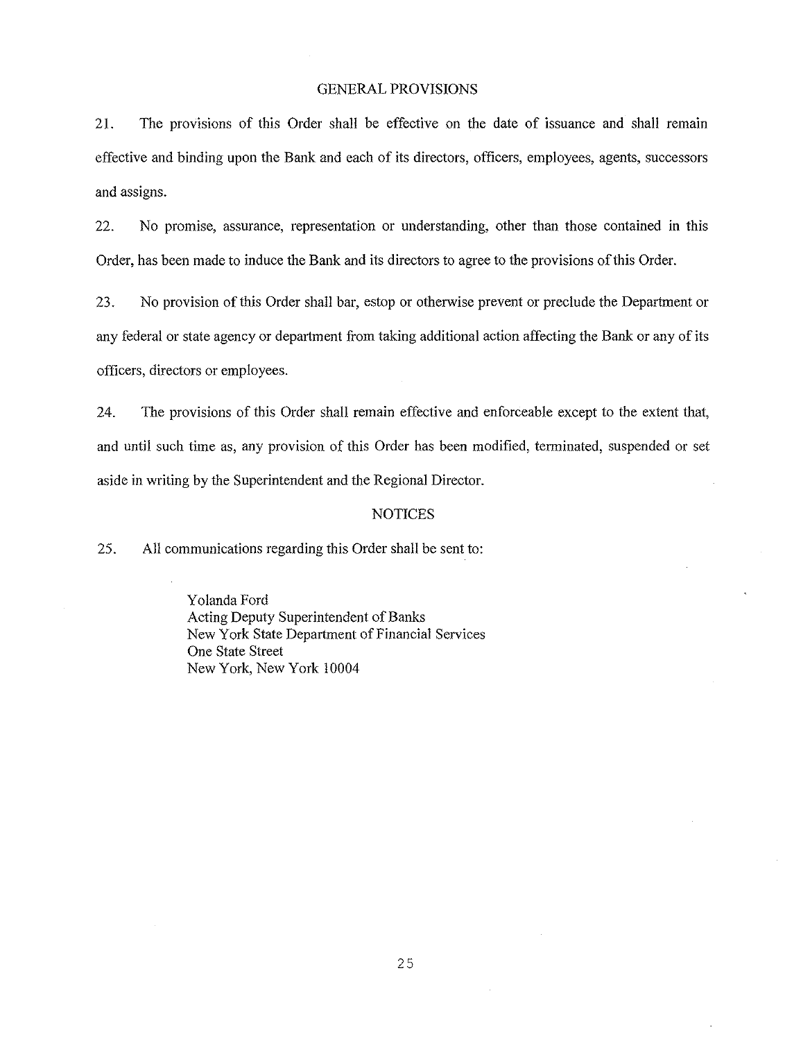## GENERAL PROVISIONS

21. The provisions of this Order shall be effective on the date of issuance and shall remain effective and binding upon the Bank and each of its directors, officers, employees, agents, successors and assigns.

22. No promise, assurance, representation or understanding, other than those contained in this Order, has been made to induce the Bank and its directors to agree to the provisions of this Order.

23. No provision of this Order shall bar, estop or otherwise prevent or preclude the Department or any federal or state agency or department from taking additional action affecting the Bank or any of its officers, directors or employees.

24. The provisions of this Order shall remain effective and enforceable except to the extent that, and until such time as, any provision of this Order has been modified, terminated, suspended or set aside in writing by the Superintendent and the Regional Director.

## NOTICES

25. All communications regarding this Order shall be sent to:

> Yolanda Ford
> Acting Deputy Superintendent of Banks
> New York State Department of Financial Services
> One State Street
> New York, New York 10004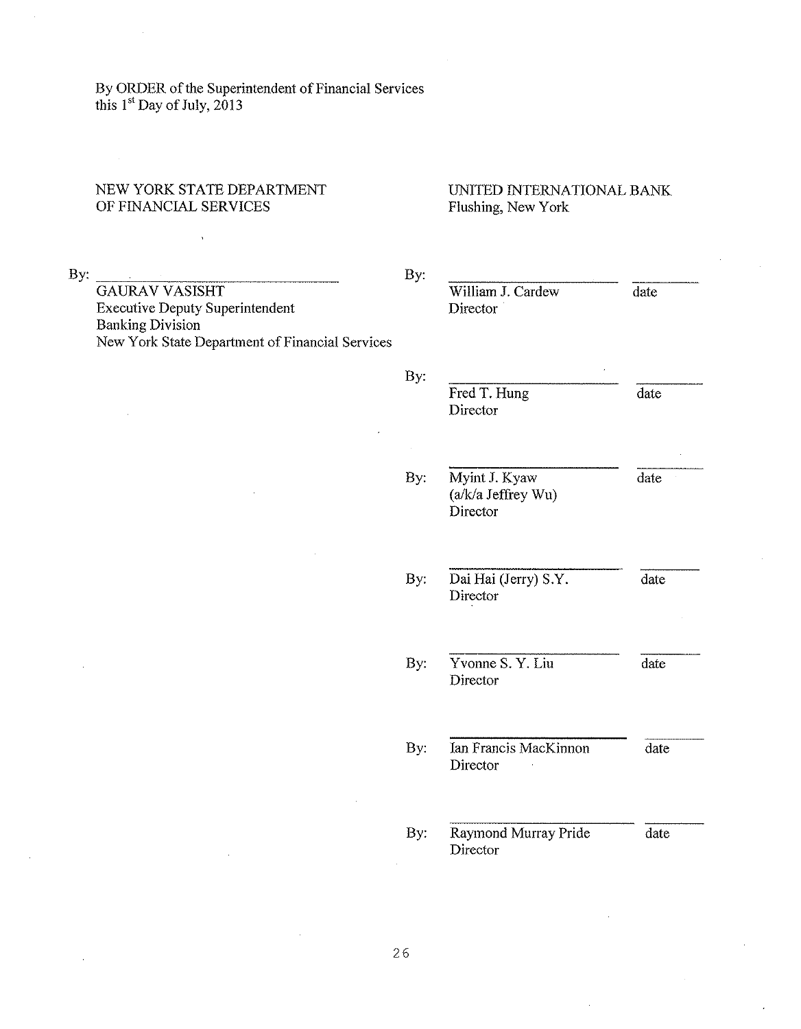By ORDER of the Superintendent of Financial Services
this 1st Day of July, 2013

NEW YORK STATE DEPARTMENT
OF FINANCIAL SERVICES

By: ______________________________

GAURAV VASISHT
Executive Deputy Superintendent
Banking Division
New York State Department of Financial Services

UNITED INTERNATIONAL BANK
Flushing, New York

By: ______________________ ________
William J. Cardew date
Director

By: ______________________ ________
Fred T. Hung date
Director

By: ______________________ ________
Myint J. Kyaw date
(a/k/a Jeffrey Wu)
Director

By: ______________________ ________
Dai Hai (Jerry) S.Y. date
Director

By: ______________________ ________
Yvonne S. Y. Liu date
Director

By: ______________________ ________
Ian Francis MacKinnon date
Director

By: ______________________ ________
Raymond Murray Pride date
Director